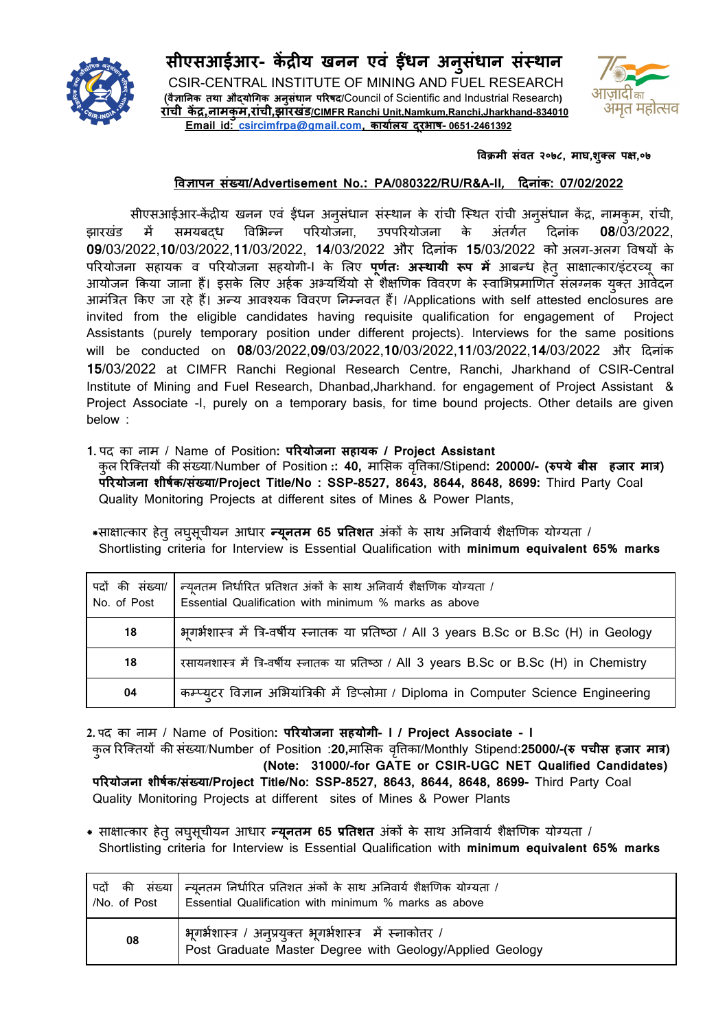# सीएसआईआर- केंद्रीय खनन एवं ईंधन अनुसंधान संस्थान

CSIR-CENTRAL INSTITUTE OF MINING AND FUEL RESEARCH

**(वैज्ञानिक तथा औद्योगिक अनुसंधान परिषद**/Council of Scientific and Industrial Research)

**रांची केंद्र,नामकुम,रांची,झारखंड/CIMFR Ranchi Unit,Namkum,Ranchi,Jharkhand-834010**

**Email id: csircimfrpa@gmail.com, कार्यालय दूरभाष- 0651-2461392**

**विक्रमी संवत २०७८, माघ,शुक्ल पक्ष,०७**

**विज्ञापन संख्या/Advertisement No.: PA/080322/RU/R&A-II, दिनांक: 07/02/2022**

सीएसआईआर-केंद्रीय खनन एवं ईंधन अनुसंधान संस्थान के रांची स्थित रांची अनुसंधान केंद्र, नामकुम, रांची, झारखंड में समयबद्ध विभिन्न परियोजना, उपपरियोजना के अंतर्गत दिनांक **08**/03/2022, **09**/03/2022,**10**/03/2022,**11**/03/2022, **14**/03/2022 और दिनांक **15**/03/2022 को अलग-अलग विषयों के परियोजना सहायक व परियोजना सहयोगी-I के लिए **पूर्णतः अस्थायी रूप में** आबन्ध हेतु साक्षात्कार/इंटरव्यू का आयोजन किया जाना हैं। इसके लिए अर्हक अभ्यर्थियो से शैक्षणिक विवरण के स्वाभिप्रमाणित संलग्नक युक्त आवेदन आमंत्रित किए जा रहे हैं। अन्य आवश्यक विवरण निम्नवत हैं। /Applications with self attested enclosures are invited from the eligible candidates having requisite qualification for engagement of Project Assistants (purely temporary position under different projects). Interviews for the same positions will be conducted on **08**/03/2022,**09**/03/2022,**10**/03/2022,**11**/03/2022,**14**/03/2022 और दिनांक **15**/03/2022 at CIMFR Ranchi Regional Research Centre, Ranchi, Jharkhand of CSIR-Central Institute of Mining and Fuel Research, Dhanbad,Jharkhand. for engagement of Project Assistant & Project Associate -I, purely on a temporary basis, for time bound projects. Other details are given below :

**1.** पद का नाम / Name of Position**: परियोजना सहायक / Project Assistant**

कुल रिक्तियों की संख्या/Number of Position **: 40,** मासिक वृत्तिका/Stipend**: 20000/- (रुपये बीस हजार मात्र)**

**परियोजना शीर्षक/संख्या/Project Title/No : SSP-8527, 8643, 8644, 8648, 8699:** Third Party Coal Quality Monitoring Projects at different sites of Mines & Power Plants,

*साक्षात्कार हेतु लघुसूचीयन आधार **न्यूनतम 65 प्रतिशत** अंकों के साथ अनिवार्य शैक्षणिक योग्यता / Shortlisting criteria for Interview is Essential Qualification with **minimum equivalent 65% marks**

| पदों की संख्या/ No. of Post | न्यूनतम निर्धारित प्रतिशत अंकों के साथ अनिवार्य शैक्षणिक योग्यता / Essential Qualification with minimum % marks as above |
|---|---|
| **18** | भूगर्भशास्त्र में त्रि-वर्षीय स्नातक या प्रतिष्ठा / All 3 years B.Sc or B.Sc (H) in Geology |
| **18** | रसायनशास्त्र में त्रि-वर्षीय स्नातक या प्रतिष्ठा / All 3 years B.Sc or B.Sc (H) in Chemistry |
| **04** | कम्प्युटर विज्ञान अभियांत्रिकी में डिप्लोमा / Diploma in Computer Science Engineering |

**2.** पद का नाम / Name of Position**: परियोजना सहयोगी- I / Project Associate - I**

कुल रिक्तियों की संख्या/Number of Position :**20,**मासिक वृत्तिका/Monthly Stipend:**25000/-(रु पचीस हजार मात्र)**

**(Note: 31000/-for GATE or CSIR-UGC NET Qualified Candidates)**

**परियोजना शीर्षक/संख्या/Project Title/No: SSP-8527, 8643, 8644, 8648, 8699-** Third Party Coal Quality Monitoring Projects at different sites of Mines & Power Plants

* साक्षात्कार हेतु लघुसूचीयन आधार **न्यूनतम 65 प्रतिशत** अंकों के साथ अनिवार्य शैक्षणिक योग्यता / Shortlisting criteria for Interview is Essential Qualification with **minimum equivalent 65% marks**

| पदों की संख्या /No. of Post | न्यूनतम निर्धारित प्रतिशत अंकों के साथ अनिवार्य शैक्षणिक योग्यता / Essential Qualification with minimum % marks as above |
|---|---|
| **08** | भूगर्भशास्त्र / अनुप्रयुक्त भूगर्भशास्त्र में स्नाकोत्तर / Post Graduate Master Degree with Geology/Applied Geology |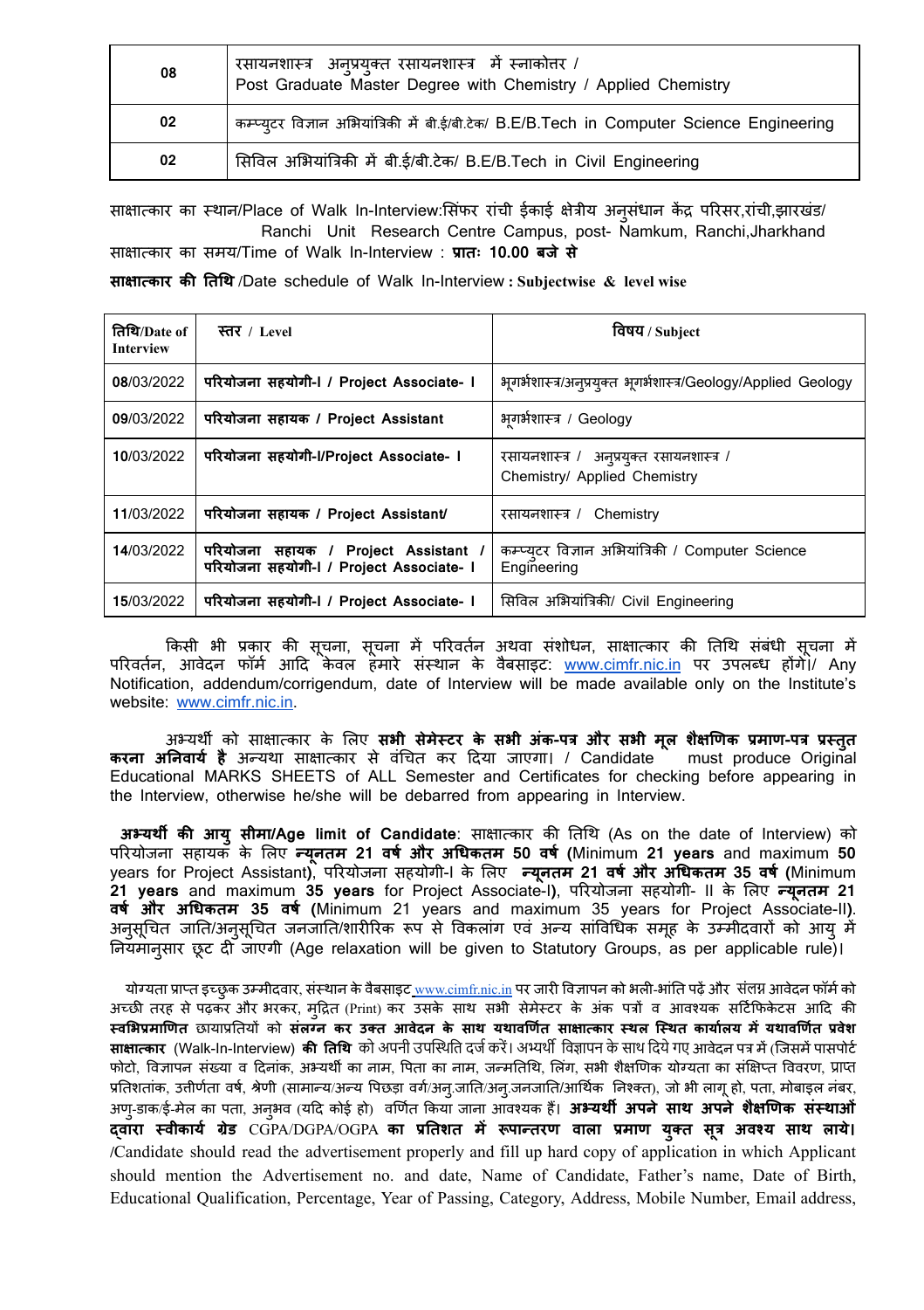| | |
|---|---|
| 08 | रसायनशास्त्र अनुप्रयुक्त रसायनशास्त्र में स्नाकोत्तर / Post Graduate Master Degree with Chemistry / Applied Chemistry |
| 02 | कम्प्युटर विज्ञान अभियांत्रिकी में बी.ई/बी.टेक/ B.E/B.Tech in Computer Science Engineering |
| 02 | सिविल अभियांत्रिकी में बी.ई/बी.टेक/ B.E/B.Tech in Civil Engineering |

साक्षात्कार का स्थान/Place of Walk In-Interview:सिंफर रांची ईकाई क्षेत्रीय अनुसंधान केंद्र परिसर,रांची,झारखंड/ Ranchi Unit Research Centre Campus, post- Namkum, Ranchi,Jharkhand

साक्षात्कार का समय/Time of Walk In-Interview : **प्रातः 10.00 बजे से**

**साक्षात्कार की तिथि** /Date schedule of Walk In-Interview : **Subjectwise & level wise**

| तिथि/Date of Interview | स्तर / Level | विषय / Subject |
|---|---|---|
| 08/03/2022 | **परियोजना सहयोगी-I / Project Associate- I** | भूगर्भशास्त्र/अनुप्रयुक्त भूगर्भशास्त्र/Geology/Applied Geology |
| 09/03/2022 | **परियोजना सहायक / Project Assistant** | भूगर्भशास्त्र / Geology |
| 10/03/2022 | **परियोजना सहयोगी-I/Project Associate- I** | रसायनशास्त्र / अनुप्रयुक्त रसायनशास्त्र / Chemistry/ Applied Chemistry |
| 11/03/2022 | **परियोजना सहायक / Project Assistant/** | रसायनशास्त्र / Chemistry |
| 14/03/2022 | **परियोजना सहायक / Project Assistant / परियोजना सहयोगी-I / Project Associate- I** | कम्प्युटर विज्ञान अभियांत्रिकी / Computer Science Engineering |
| 15/03/2022 | **परियोजना सहयोगी-I / Project Associate- I** | सिविल अभियांत्रिकी/ Civil Engineering |

किसी भी प्रकार की सूचना, सूचना में परिवर्तन अथवा संशोधन, साक्षात्कार की तिथि संबंधी सूचना में परिवर्तन, आवेदन फॉर्म आदि केवल हमारे संस्थान के वैबसाइट: www.cimfr.nic.in पर उपलब्ध होंगे। / Any Notification, addendum/corrigendum, date of Interview will be made available only on the Institute's website: www.cimfr.nic.in.

अभ्यर्थी को साक्षात्कार के लिए **सभी सेमेस्टर के सभी अंक-पत्र और सभी मूल शैक्षणिक प्रमाण-पत्र प्रस्तुत करना अनिवार्य है** अन्यथा साक्षात्कार से वंचित कर दिया जाएगा। / Candidate must produce Original Educational MARKS SHEETS of ALL Semester and Certificates for checking before appearing in the Interview, otherwise he/she will be debarred from appearing in Interview.

**अभ्यर्थी की आयु सीमा/Age limit of Candidate**: साक्षात्कार की तिथि (As on the date of Interview) को परियोजना सहायक के लिए **न्यूनतम 21 वर्ष और अधिकतम 50 वर्ष** (Minimum **21 years** and maximum **50** years for Project Assistant), परियोजना सहयोगी-I के लिए **न्यूनतम 21 वर्ष और अधिकतम 35 वर्ष** (Minimum **21 years** and maximum **35 years** for Project Associate-I), परियोजना सहयोगी- II के लिए **न्यूनतम 21 वर्ष और अधिकतम 35 वर्ष** (Minimum 21 years and maximum 35 years for Project Associate-II). अनुसूचित जाति/अनुसूचित जनजाति/शारीरिक रूप से विकलांग एवं अन्य सांविधिक समूह के उम्मीदवारों को आयु में नियमानुसार छूट दी जाएगी (Age relaxation will be given to Statutory Groups, as per applicable rule)।

योग्यता प्राप्त इच्छुक उम्मीदवार, संस्थान के वैबसाइट www.cimfr.nic.in पर जारी विज्ञापन को भली-भांति पढ़ें और संलग्न आवेदन फॉर्म को अच्छी तरह से पढ़कर और भरकर, मुद्रित (Print) कर उसके साथ सभी सेमेस्टर के अंक पत्रों व आवश्यक सर्टिफिकेटस आदि की **स्वभिप्रमाणित** छायाप्रतियों को **संलग्न कर उक्त आवेदन के साथ यथावर्णित साक्षात्कार स्थल स्थित कार्यालय में यथावर्णित प्रवेश साक्षात्कार** (Walk-In-Interview) **की तिथि** को अपनी उपस्थिति दर्ज करें। अभ्यर्थी विज्ञापन के साथ दिये गए आवेदन पत्र में (जिसमें पासपोर्ट फोटो, विज्ञापन संख्या व दिनांक, अभ्यर्थी का नाम, पिता का नाम, जन्मतिथि, लिंग, सभी शैक्षणिक योग्यता का संक्षिप्त विवरण, प्राप्त प्रतिशतांक, उत्तीर्णता वर्ष, श्रेणी (सामान्य/अन्य पिछड़ा वर्ग/अनु.जाति/अनु.जनजाति/आर्थिक निश्क्त), जो भी लागू हो, पता, मोबाइल नंबर, अणु-डाक/ई-मेल का पता, अनुभव (यदि कोई हो) वर्णित किया जाना आवश्यक हैं। **अभ्यर्थी अपने साथ अपने शैक्षणिक संस्थाओं द्वारा स्वीकार्य ग्रेड** CGPA/DGPA/OGPA **का प्रतिशत में रूपान्तरण वाला प्रमाण युक्त सूत्र अवश्य साथ लाये।** /Candidate should read the advertisement properly and fill up hard copy of application in which Applicant should mention the Advertisement no. and date, Name of Candidate, Father's name, Date of Birth, Educational Qualification, Percentage, Year of Passing, Category, Address, Mobile Number, Email address,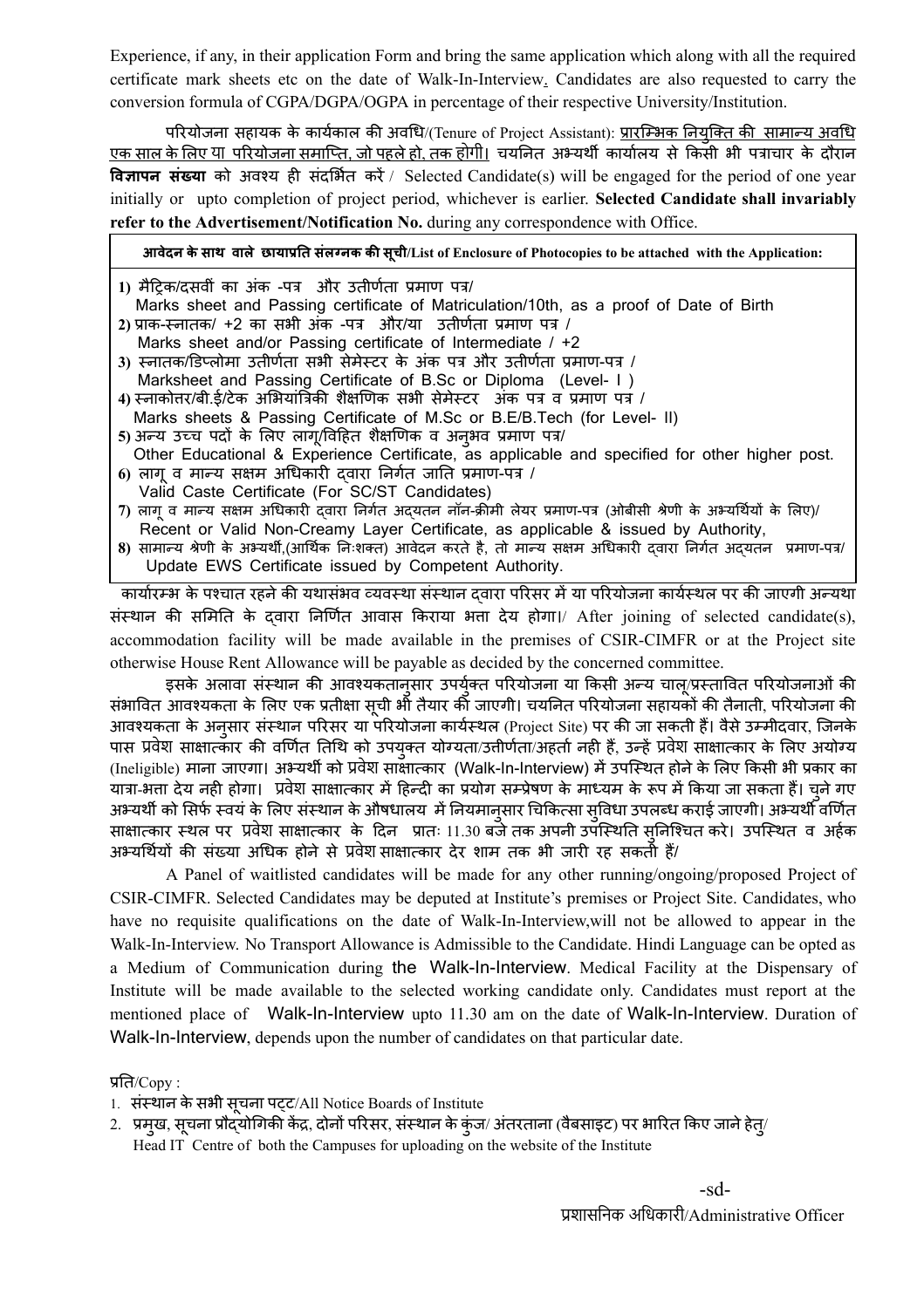Experience, if any, in their application Form and bring the same application which along with all the required certificate mark sheets etc on the date of Walk-In-Interview. Candidates are also requested to carry the conversion formula of CGPA/DGPA/OGPA in percentage of their respective University/Institution.

परियोजना सहायक के कार्यकाल की अवधि/(Tenure of Project Assistant): प्रारम्भिक नियुक्ति की सामान्य अवधि एक साल के लिए या परियोजना समाप्ति, जो पहले हो, तक होगी। चयनित अभ्यर्थी कार्यालय से किसी भी पत्राचार के दौरान **विज्ञापन संख्या** को अवश्य ही संदर्भित करें / Selected Candidate(s) will be engaged for the period of one year initially or upto completion of project period, whichever is earlier. **Selected Candidate shall invariably refer to the Advertisement/Notification No.** during any correspondence with Office.

**आवेदन के साथ वाले छायाप्रति संलग्नक की सूची/List of Enclosure of Photocopies to be attached with the Application:**

1) मैट्रिक/दसवीं का अंक -पत्र और उतीर्णता प्रमाण पत्र/
   Marks sheet and Passing certificate of Matriculation/10th, as a proof of Date of Birth
2) प्राक-स्नातक/ +2 का सभी अंक -पत्र और/या उतीर्णता प्रमाण पत्र /
   Marks sheet and/or Passing certificate of Intermediate / +2
3) स्नातक/डिप्लोमा उतीर्णता सभी सेमेस्टर के अंक पत्र और उतीर्णता प्रमाण-पत्र /
   Marksheet and Passing Certificate of B.Sc or Diploma (Level- I )
4) स्नाकोत्तर/बी.ई/टेक अभियांत्रिकी शैक्षणिक सभी सेमेस्टर अंक पत्र व प्रमाण पत्र /
   Marks sheets & Passing Certificate of M.Sc or B.E/B.Tech (for Level- II)
5) अन्य उच्च पदों के लिए लागू/विहित शैक्षणिक व अनुभव प्रमाण पत्र/
   Other Educational & Experience Certificate, as applicable and specified for other higher post.
6) लागू व मान्य सक्षम अधिकारी द्वारा निर्गत जाति प्रमाण-पत्र /
   Valid Caste Certificate (For SC/ST Candidates)
7) लागू व मान्य सक्षम अधिकारी द्वारा निर्गत अद्यतन नॉन-क्रीमी लेयर प्रमाण-पत्र (ओबीसी श्रेणी के अभ्यर्थियों के लिए)/
   Recent or Valid Non-Creamy Layer Certificate, as applicable & issued by Authority,
8) सामान्य श्रेणी के अभ्यर्थी,(आर्थिक निःशक्त) आवेदन करते है, तो मान्य सक्षम अधिकारी द्वारा निर्गत अद्यतन प्रमाण-पत्र/
   Update EWS Certificate issued by Competent Authority.

कार्यारम्भ के पश्चात रहने की यथासंभव व्यवस्था संस्थान द्वारा परिसर में या परियोजना कार्यस्थल पर की जाएगी अन्यथा संस्थान की समिति के द्वारा निर्णित आवास किराया भत्ता देय होगा।/ After joining of selected candidate(s), accommodation facility will be made available in the premises of CSIR-CIMFR or at the Project site otherwise House Rent Allowance will be payable as decided by the concerned committee.

इसके अलावा संस्थान की आवश्यकतानुसार उपर्युक्त परियोजना या किसी अन्य चालू/प्रस्तावित परियोजनाओं की संभावित आवश्यकता के लिए एक प्रतीक्षा सूची भी तैयार की जाएगी। चयनित परियोजना सहायकों की तैनाती, परियोजना की आवश्यकता के अनुसार संस्थान परिसर या परियोजना कार्यस्थल (Project Site) पर की जा सकती हैं। वैसे उम्मीदवार, जिनके पास प्रवेश साक्षात्कार की वर्णित तिथि को उपयुक्त योग्यता/उतीर्णता/अहर्ता नही हैं, उन्हें प्रवेश साक्षात्कार के लिए अयोग्य (Ineligible) माना जाएगा। अभ्यर्थी को प्रवेश साक्षात्कार (Walk-In-Interview) में उपस्थित होने के लिए किसी भी प्रकार का यात्रा-भत्ता देय नही होगा। प्रवेश साक्षात्कार में हिन्दी का प्रयोग सम्प्रेषण के माध्यम के रूप में किया जा सकता हैं। चुने गए अभ्यर्थी को सिर्फ स्वयं के लिए संस्थान के औषधालय में नियमानुसार चिकित्सा सुविधा उपलब्ध कराई जाएगी। अभ्यर्थी वर्णित साक्षात्कार स्थल पर प्रवेश साक्षात्कार के दिन प्रातः 11.30 बजे तक अपनी उपस्थिति सुनिश्चित करे। उपस्थित व अर्हक अभ्यर्थियों की संख्या अधिक होने से प्रवेश साक्षात्कार देर शाम तक भी जारी रह सकती हैं/

A Panel of waitlisted candidates will be made for any other running/ongoing/proposed Project of CSIR-CIMFR. Selected Candidates may be deputed at Institute's premises or Project Site. Candidates, who have no requisite qualifications on the date of Walk-In-Interview,will not be allowed to appear in the Walk-In-Interview. No Transport Allowance is Admissible to the Candidate. Hindi Language can be opted as a Medium of Communication during the Walk-In-Interview. Medical Facility at the Dispensary of Institute will be made available to the selected working candidate only. Candidates must report at the mentioned place of Walk-In-Interview upto 11.30 am on the date of Walk-In-Interview. Duration of Walk-In-Interview, depends upon the number of candidates on that particular date.

प्रति/Copy :

1. संस्थान के सभी सूचना पट्ट/All Notice Boards of Institute
2. प्रमुख, सूचना प्रौद्योगिकी केंद्र, दोनों परिसर, संस्थान के कुंज/ अंतरताना (वैबसाइट) पर भारित किए जाने हेतु/
   Head IT Centre of both the Campuses for uploading on the website of the Institute

-sd-

प्रशासनिक अधिकारी/Administrative Officer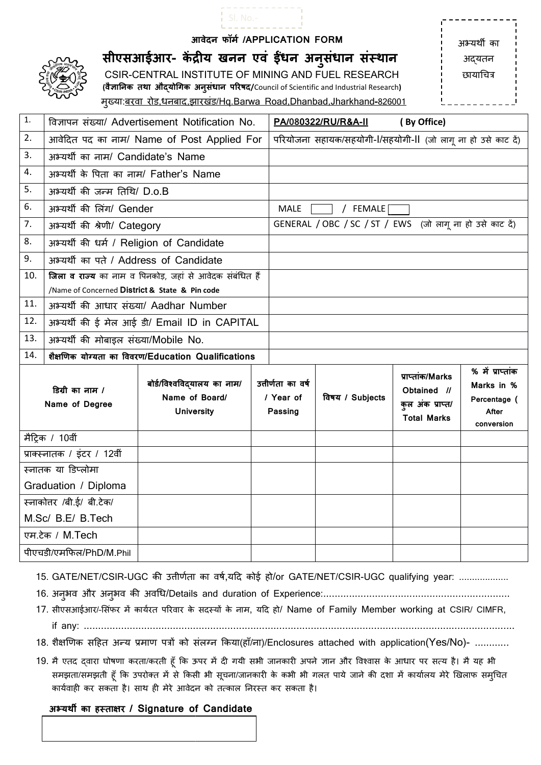Sl. No.-

**आवेदन फॉर्म /APPLICATION FORM**

# सीएसआईआर- केंद्रीय खनन एवं ईंधन अनुसंधान संस्थान

CSIR-CENTRAL INSTITUTE OF MINING AND FUEL RESEARCH

**(वैज्ञानिक तथा औद्योगिक अनुसंधान परिषद/**Council of Scientific and Industrial Research**)**

मुख्या:बरवा रोड,धनबाद,झारखंड/Hq.Barwa Road,Dhanbad,Jharkhand-826001

अभ्यर्थी का अद्यतन छायाचित्र

| | | |
|---|---|---|
| 1. | विज्ञापन संख्या/ Advertisement Notification No. | **PA/080322/RU/R&A-II** **( By Office)** |
| 2. | आवेदित पद का नाम/ Name of Post Applied For | परियोजना सहायक/सहयोगी-I/सहयोगी-II (जो लागू ना हो उसे काट दें) |
| 3. | अभ्यर्थी का नाम/ Candidate's Name | |
| 4. | अभ्यर्थी के पिता का नाम/ Father's Name | |
| 5. | अभ्यर्थी की जन्म तिथि/ D.o.B | |
| 6. | अभ्यर्थी की लिंग/ Gender | MALE ☐ / FEMALE ☐ |
| 7. | अभ्यर्थी की श्रेणी/ Category | GENERAL / OBC / SC / ST / EWS (जो लागू ना हो उसे काट दें) |
| 8. | अभ्यर्थी की धर्म / Religion of Candidate | |
| 9. | अभ्यर्थी का पते / Address of Candidate | |
| 10. | **जिला व राज्य** का नाम व पिनकोड, जहां से आवेदक संबंधित हैं /Name of Concerned **District & State & Pin code** | |
| 11. | अभ्यर्थी की आधार संख्या/ Aadhar Number | |
| 12. | अभ्यर्थी की ई मेल आई डी/ Email ID in CAPITAL | |
| 13. | अभ्यर्थी की मोबाइल संख्या/Mobile No. | |
| 14. | **शैक्षणिक योग्यता का विवरण/Education Qualifications** | |

| डिग्री का नाम / Name of Degree | बोर्ड/विश्वविद्यालय का नाम/ Name of Board/ University | उत्तीर्णता का वर्ष / Year of Passing | विषय / Subjects | प्राप्तांक/Marks Obtained // कुल अंक प्राप्त/ Total Marks | % में प्राप्तांक Marks in % Percentage ( After conversion |
|---|---|---|---|---|---|
| मैट्रिक / 10वीं | | | | | |
| प्राक्स्नातक / इंटर / 12वीं | | | | | |
| स्नातक या डिप्लोमा Graduation / Diploma | | | | | |
| स्नाकोत्तर /बी.ई/ बी.टेक/ M.Sc/ B.E/ B.Tech | | | | | |
| एम.टेक / M.Tech | | | | | |
| पीएचडी/एमफिल/PhD/M.Phil | | | | | |

15. GATE/NET/CSIR-UGC की उत्तीर्णता का वर्ष,यदि कोई हो/or GATE/NET/CSIR-UGC qualifying year: ..................
16. अनुभव और अनुभव की अवधि/Details and duration of Experience:.................................................................
17. सीएसआईआर/-सिंफर में कार्यरत परिवार के सदस्यों के नाम, यदि हो/ Name of Family Member working at CSIR/ CIMFR, if any: ........................................................................................................................................................
18. शैक्षणिक सहित अन्य प्रमाण पत्रों को संलग्न किया(हाँ/ना)/Enclosures attached with application(Yes/No)- ............
19. मै एतद द्वारा घोषणा करता/करती हूँ कि ऊपर में दी गयी सभी जानकारी अपने ज्ञान और विश्वास के आधार पर सत्य है। मै यह भी समझता/समझती हूँ कि उपरोक्त में से किसी भी सूचना/जानकारी के कभी भी गलत पाये जाने की दशा में कार्यालय मेरे खिलाफ समुचित कार्यवाही कर सकता है। साथ ही मेरे आवेदन को तत्काल निरस्त कर सकता है।

**अभ्यर्थी का हस्ताक्षर / Signature of Candidate**